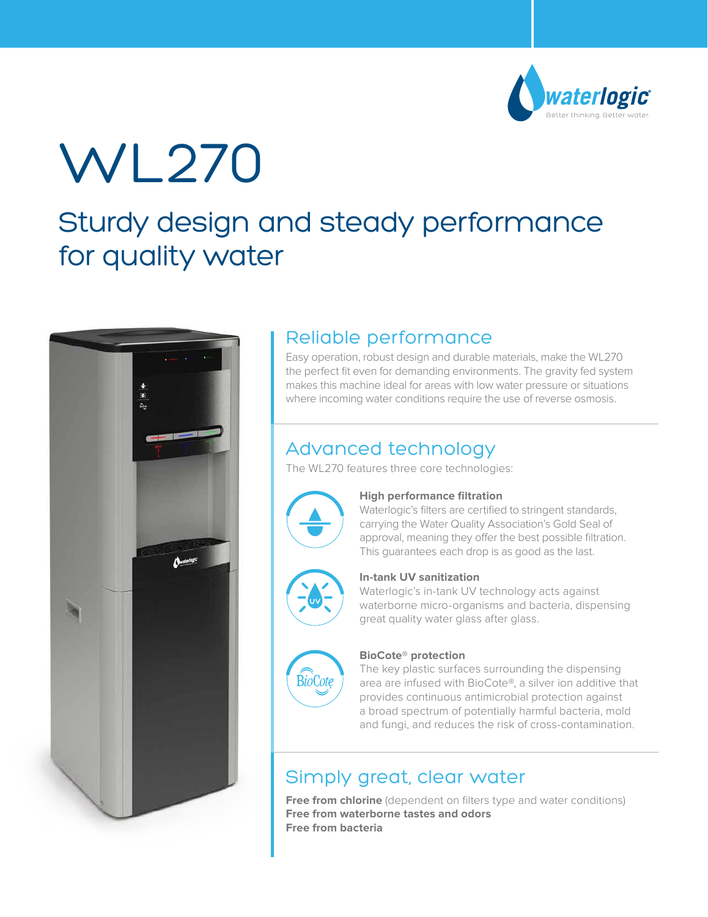waterlogic®

Better thinking. Better water.

# WL270

## Sturdy design and steady performance for quality water

## Reliable performance

Easy operation, robust design and durable materials, make the WL270 the perfect fit even for demanding environments. The gravity fed system makes this machine ideal for areas with low water pressure or situations where incoming water conditions require the use of reverse osmosis.

## Advanced technology

The WL270 features three core technologies:

**High performance filtration**
Waterlogic's filters are certified to stringent standards, carrying the Water Quality Association's Gold Seal of approval, meaning they offer the best possible filtration. This guarantees each drop is as good as the last.

**In-tank UV sanitization**
Waterlogic's in-tank UV technology acts against waterborne micro-organisms and bacteria, dispensing great quality water glass after glass.

**BioCote® protection**
The key plastic surfaces surrounding the dispensing area are infused with BioCote®, a silver ion additive that provides continuous antimicrobial protection against a broad spectrum of potentially harmful bacteria, mold and fungi, and reduces the risk of cross-contamination.

## Simply great, clear water

**Free from chlorine** (dependent on filters type and water conditions)
**Free from waterborne tastes and odors**
**Free from bacteria**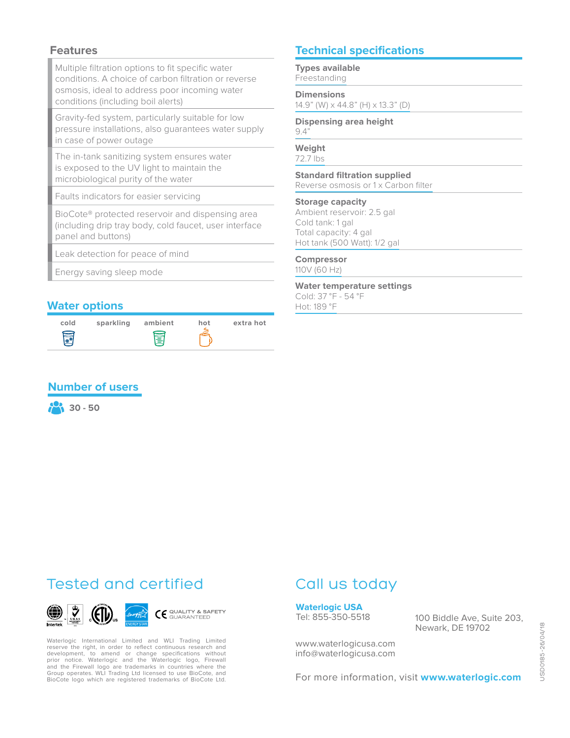## Features

- Multiple filtration options to fit specific water conditions. A choice of carbon filtration or reverse osmosis, ideal to address poor incoming water conditions (including boil alerts)
- Gravity-fed system, particularly suitable for low pressure installations, also guarantees water supply in case of power outage
- The in-tank sanitizing system ensures water is exposed to the UV light to maintain the microbiological purity of the water
- Faults indicators for easier servicing
- BioCote® protected reservoir and dispensing area (including drip tray body, cold faucet, user interface panel and buttons)
- Leak detection for peace of mind
- Energy saving sleep mode

## Water options

| cold | sparkling | ambient | hot | extra hot |
|---|---|---|---|---|
| ✓ | | ✓ | ✓ | |

## Number of users

30 - 50

## Technical specifications

**Types available**
Freestanding

**Dimensions**
14.9” (W) x 44.8” (H) x 13.3” (D)

**Dispensing area height**
9.4”

**Weight**
72.7 lbs

**Standard filtration supplied**
Reverse osmosis or 1 x Carbon filter

**Storage capacity**
Ambient reservoir: 2.5 gal
Cold tank: 1 gal
Total capacity: 4 gal
Hot tank (500 Watt): 1/2 gal

**Compressor**
110V (60 Hz)

**Water temperature settings**
Cold: 37 °F - 54 °F
Hot: 189 °F

## Tested and certified

CE QUALITY & SAFETY GUARANTEED

Waterlogic International Limited and WLI Trading Limited reserve the right, in order to reflect continuous research and development, to amend or change specifications without prior notice. Waterlogic and the Waterlogic logo, Firewall and the Firewall logo are trademarks in countries where the Group operates. WLI Trading Ltd licensed to use BioCote, and BioCote logo which are registered trademarks of BioCote Ltd.

## Call us today

**Waterlogic USA**
Tel: 855-350-5518

100 Biddle Ave, Suite 203,
Newark, DE 19702

www.waterlogicusa.com
info@waterlogicusa.com

For more information, visit **www.waterlogic.com**

USD0185-26/04/18